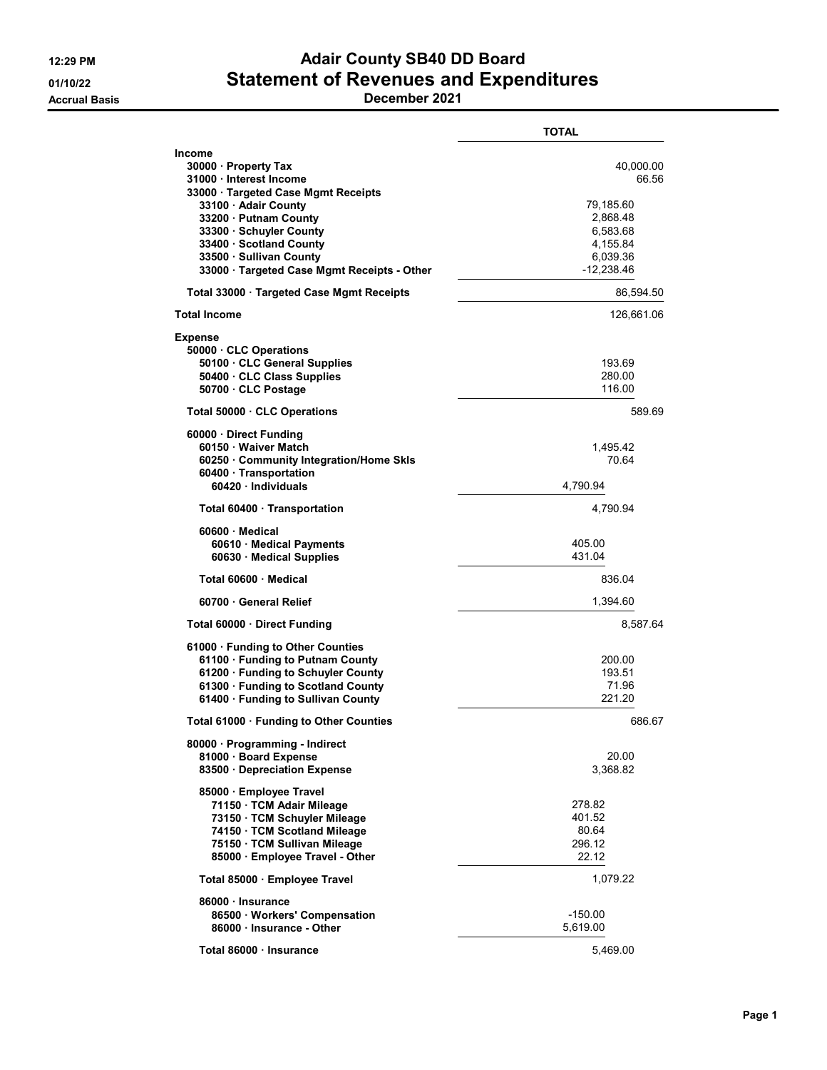# Adair County SB40 DD Board
## Statement of Revenues and Expenditures
### December 2021

12:29 PM
01/10/22
Accrual Basis

| | | TOTAL |
|---|---|---|
| **Income** | | |
| 30000 · Property Tax | | 40,000.00 |
| 31000 · Interest Income | | 66.56 |
| 33000 · Targeted Case Mgmt Receipts | | |
| 33100 · Adair County | 79,185.60 | |
| 33200 · Putnam County | 2,868.48 | |
| 33300 · Schuyler County | 6,583.68 | |
| 33400 · Scotland County | 4,155.84 | |
| 33500 · Sullivan County | 6,039.36 | |
| 33000 · Targeted Case Mgmt Receipts - Other | -12,238.46 | |
| Total 33000 · Targeted Case Mgmt Receipts | | 86,594.50 |
| **Total Income** | | 126,661.06 |
| **Expense** | | |
| 50000 · CLC Operations | | |
| 50100 · CLC General Supplies | 193.69 | |
| 50400 · CLC Class Supplies | 280.00 | |
| 50700 · CLC Postage | 116.00 | |
| Total 50000 · CLC Operations | | 589.69 |
| 60000 · Direct Funding | | |
| 60150 · Waiver Match | 1,495.42 | |
| 60250 · Community Integration/Home Skls | 70.64 | |
| 60400 · Transportation | | |
| 60420 · Individuals | 4,790.94 | |
| Total 60400 · Transportation | 4,790.94 | |
| 60600 · Medical | | |
| 60610 · Medical Payments | 405.00 | |
| 60630 · Medical Supplies | 431.04 | |
| Total 60600 · Medical | 836.04 | |
| 60700 · General Relief | 1,394.60 | |
| Total 60000 · Direct Funding | | 8,587.64 |
| 61000 · Funding to Other Counties | | |
| 61100 · Funding to Putnam County | 200.00 | |
| 61200 · Funding to Schuyler County | 193.51 | |
| 61300 · Funding to Scotland County | 71.96 | |
| 61400 · Funding to Sullivan County | 221.20 | |
| Total 61000 · Funding to Other Counties | | 686.67 |
| 80000 · Programming - Indirect | | |
| 81000 · Board Expense | 20.00 | |
| 83500 · Depreciation Expense | 3,368.82 | |
| 85000 · Employee Travel | | |
| 71150 · TCM Adair Mileage | 278.82 | |
| 73150 · TCM Schuyler Mileage | 401.52 | |
| 74150 · TCM Scotland Mileage | 80.64 | |
| 75150 · TCM Sullivan Mileage | 296.12 | |
| 85000 · Employee Travel - Other | 22.12 | |
| Total 85000 · Employee Travel | 1,079.22 | |
| 86000 · Insurance | | |
| 86500 · Workers' Compensation | -150.00 | |
| 86000 · Insurance - Other | 5,619.00 | |
| Total 86000 · Insurance | 5,469.00 | |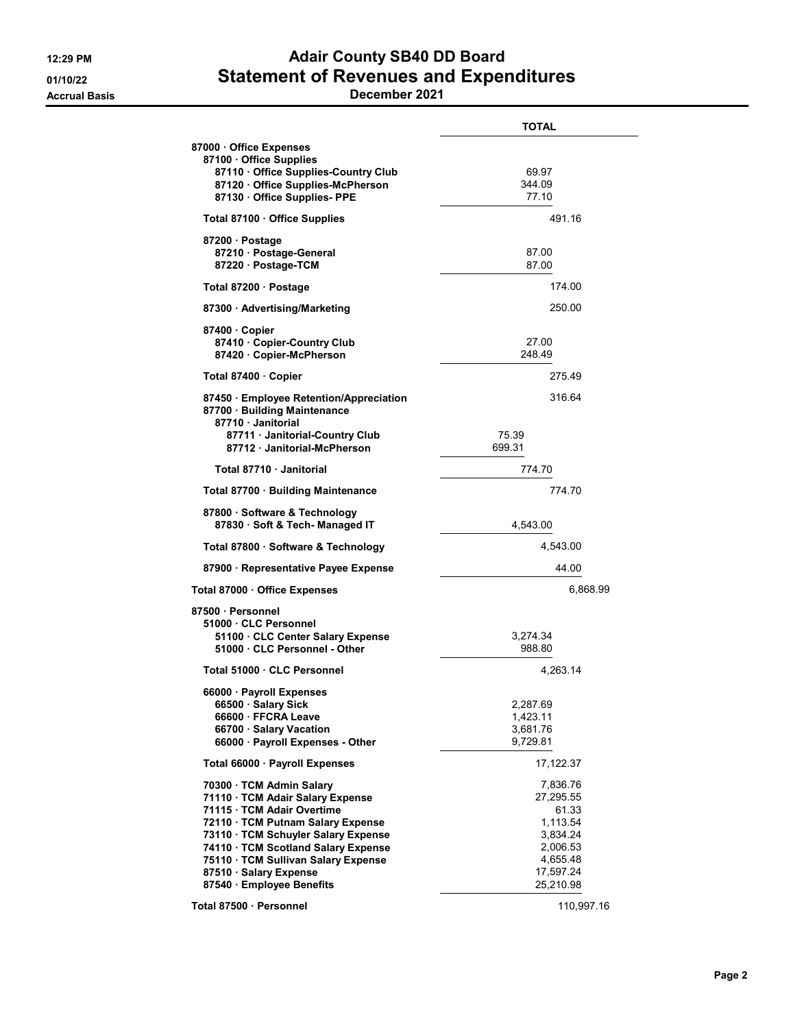# Adair County SB40 DD Board

## Statement of Revenues and Expenditures

**December 2021**

12:29 PM
01/10/22
Accrual Basis

| | TOTAL |
|---|---|
| **87000 · Office Expenses** | |
| **87100 · Office Supplies** | |
| 87110 · Office Supplies-Country Club | 69.97 |
| 87120 · Office Supplies-McPherson | 344.09 |
| 87130 · Office Supplies- PPE | 77.10 |
| **Total 87100 · Office Supplies** | 491.16 |
| **87200 · Postage** | |
| 87210 · Postage-General | 87.00 |
| 87220 · Postage-TCM | 87.00 |
| **Total 87200 · Postage** | 174.00 |
| 87300 · Advertising/Marketing | 250.00 |
| **87400 · Copier** | |
| 87410 · Copier-Country Club | 27.00 |
| 87420 · Copier-McPherson | 248.49 |
| **Total 87400 · Copier** | 275.49 |
| 87450 · Employee Retention/Appreciation | 316.64 |
| **87700 · Building Maintenance** | |
| **87710 · Janitorial** | |
| 87711 · Janitorial-Country Club | 75.39 |
| 87712 · Janitorial-McPherson | 699.31 |
| **Total 87710 · Janitorial** | 774.70 |
| **Total 87700 · Building Maintenance** | 774.70 |
| **87800 · Software & Technology** | |
| 87830 · Soft & Tech- Managed IT | 4,543.00 |
| **Total 87800 · Software & Technology** | 4,543.00 |
| 87900 · Representative Payee Expense | 44.00 |
| **Total 87000 · Office Expenses** | 6,868.99 |
| **87500 · Personnel** | |
| **51000 · CLC Personnel** | |
| 51100 · CLC Center Salary Expense | 3,274.34 |
| 51000 · CLC Personnel - Other | 988.80 |
| **Total 51000 · CLC Personnel** | 4,263.14 |
| **66000 · Payroll Expenses** | |
| 66500 · Salary Sick | 2,287.69 |
| 66600 · FFCRA Leave | 1,423.11 |
| 66700 · Salary Vacation | 3,681.76 |
| 66000 · Payroll Expenses - Other | 9,729.81 |
| **Total 66000 · Payroll Expenses** | 17,122.37 |
| 70300 · TCM Admin Salary | 7,836.76 |
| 71110 · TCM Adair Salary Expense | 27,295.55 |
| 71115 · TCM Adair Overtime | 61.33 |
| 72110 · TCM Putnam Salary Expense | 1,113.54 |
| 73110 · TCM Schuyler Salary Expense | 3,834.24 |
| 74110 · TCM Scotland Salary Expense | 2,006.53 |
| 75110 · TCM Sullivan Salary Expense | 4,655.48 |
| 87510 · Salary Expense | 17,597.24 |
| 87540 · Employee Benefits | 25,210.98 |
| **Total 87500 · Personnel** | 110,997.16 |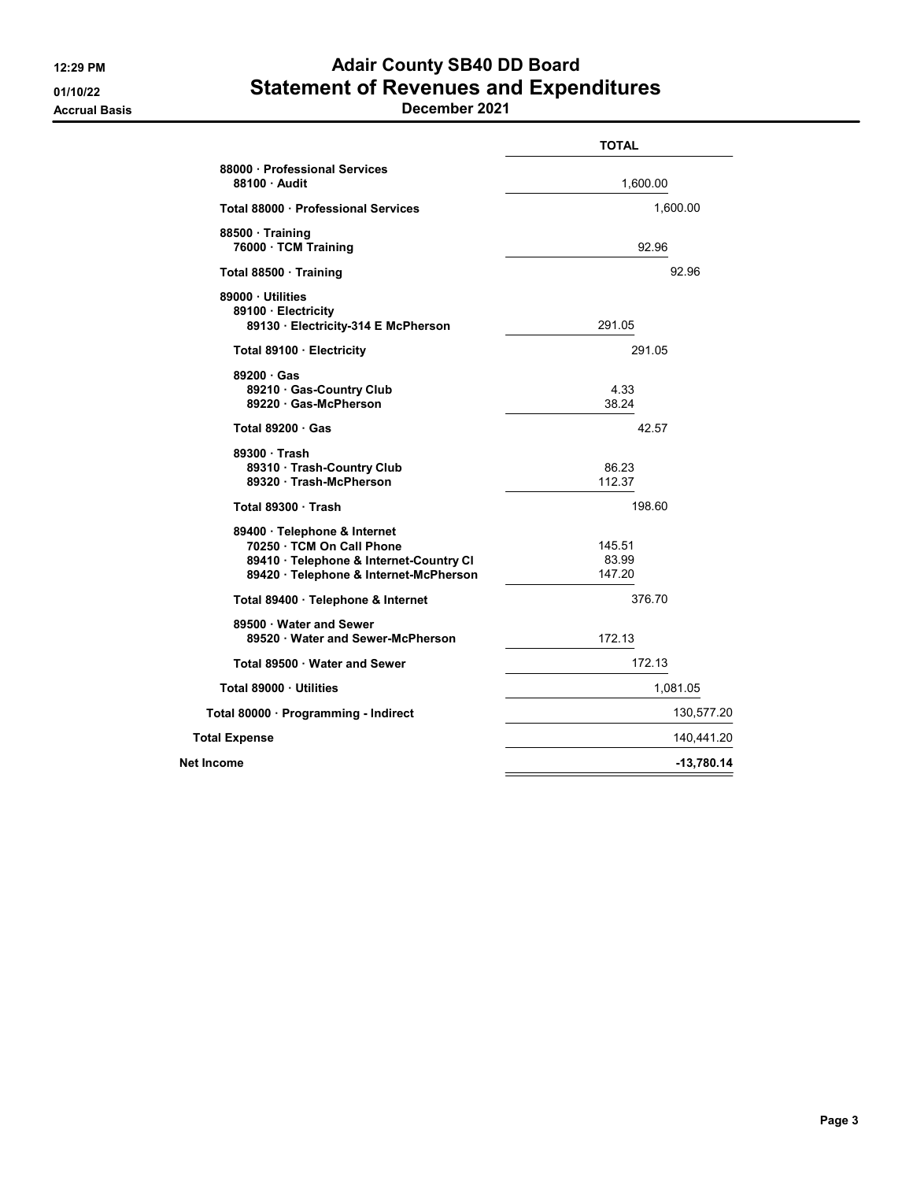12:29 PM
01/10/22
Accrual Basis

# Adair County SB40 DD Board
## Statement of Revenues and Expenditures
### December 2021

| | TOTAL |
|---|---|
| 88000 · Professional Services | |
| 88100 · Audit | 1,600.00 |
| Total 88000 · Professional Services | 1,600.00 |
| 88500 · Training | |
| 76000 · TCM Training | 92.96 |
| Total 88500 · Training | 92.96 |
| 89000 · Utilities | |
| 89100 · Electricity | |
| 89130 · Electricity-314 E McPherson | 291.05 |
| Total 89100 · Electricity | 291.05 |
| 89200 · Gas | |
| 89210 · Gas-Country Club | 4.33 |
| 89220 · Gas-McPherson | 38.24 |
| Total 89200 · Gas | 42.57 |
| 89300 · Trash | |
| 89310 · Trash-Country Club | 86.23 |
| 89320 · Trash-McPherson | 112.37 |
| Total 89300 · Trash | 198.60 |
| 89400 · Telephone & Internet | |
| 70250 · TCM On Call Phone | 145.51 |
| 89410 · Telephone & Internet-Country Cl | 83.99 |
| 89420 · Telephone & Internet-McPherson | 147.20 |
| Total 89400 · Telephone & Internet | 376.70 |
| 89500 · Water and Sewer | |
| 89520 · Water and Sewer-McPherson | 172.13 |
| Total 89500 · Water and Sewer | 172.13 |
| Total 89000 · Utilities | 1,081.05 |
| Total 80000 · Programming - Indirect | 130,577.20 |
| Total Expense | 140,441.20 |
| **Net Income** | **-13,780.14** |